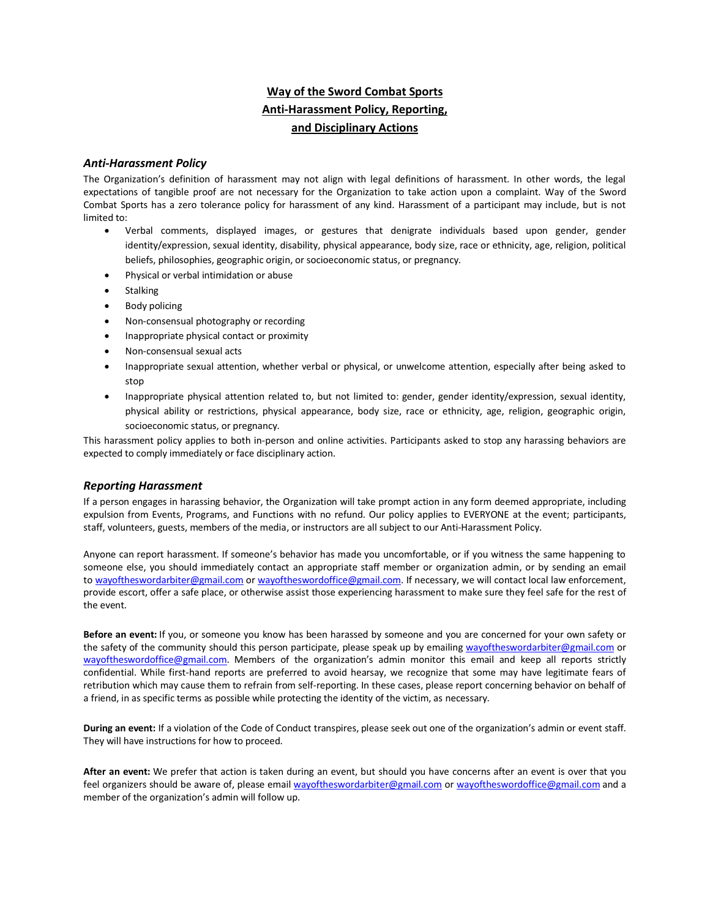# Way of the Sword Combat Sports
# Anti-Harassment Policy, Reporting, and Disciplinary Actions

## *Anti-Harassment Policy*

The Organization's definition of harassment may not align with legal definitions of harassment. In other words, the legal expectations of tangible proof are not necessary for the Organization to take action upon a complaint. Way of the Sword Combat Sports has a zero tolerance policy for harassment of any kind. Harassment of a participant may include, but is not limited to:

- Verbal comments, displayed images, or gestures that denigrate individuals based upon gender, gender identity/expression, sexual identity, disability, physical appearance, body size, race or ethnicity, age, religion, political beliefs, philosophies, geographic origin, or socioeconomic status, or pregnancy.
- Physical or verbal intimidation or abuse
- Stalking
- Body policing
- Non-consensual photography or recording
- Inappropriate physical contact or proximity
- Non-consensual sexual acts
- Inappropriate sexual attention, whether verbal or physical, or unwelcome attention, especially after being asked to stop
- Inappropriate physical attention related to, but not limited to: gender, gender identity/expression, sexual identity, physical ability or restrictions, physical appearance, body size, race or ethnicity, age, religion, geographic origin, socioeconomic status, or pregnancy.

This harassment policy applies to both in-person and online activities. Participants asked to stop any harassing behaviors are expected to comply immediately or face disciplinary action.

## *Reporting Harassment*

If a person engages in harassing behavior, the Organization will take prompt action in any form deemed appropriate, including expulsion from Events, Programs, and Functions with no refund. Our policy applies to EVERYONE at the event; participants, staff, volunteers, guests, members of the media, or instructors are all subject to our Anti-Harassment Policy.

Anyone can report harassment. If someone's behavior has made you uncomfortable, or if you witness the same happening to someone else, you should immediately contact an appropriate staff member or organization admin, or by sending an email to wayoftheswordarbiter@gmail.com or wayoftheswordoffice@gmail.com. If necessary, we will contact local law enforcement, provide escort, offer a safe place, or otherwise assist those experiencing harassment to make sure they feel safe for the rest of the event.

**Before an event:** If you, or someone you know has been harassed by someone and you are concerned for your own safety or the safety of the community should this person participate, please speak up by emailing wayoftheswordarbiter@gmail.com or wayoftheswordoffice@gmail.com. Members of the organization's admin monitor this email and keep all reports strictly confidential. While first-hand reports are preferred to avoid hearsay, we recognize that some may have legitimate fears of retribution which may cause them to refrain from self-reporting. In these cases, please report concerning behavior on behalf of a friend, in as specific terms as possible while protecting the identity of the victim, as necessary.

**During an event:** If a violation of the Code of Conduct transpires, please seek out one of the organization's admin or event staff. They will have instructions for how to proceed.

**After an event:** We prefer that action is taken during an event, but should you have concerns after an event is over that you feel organizers should be aware of, please email wayoftheswordarbiter@gmail.com or wayoftheswordoffice@gmail.com and a member of the organization's admin will follow up.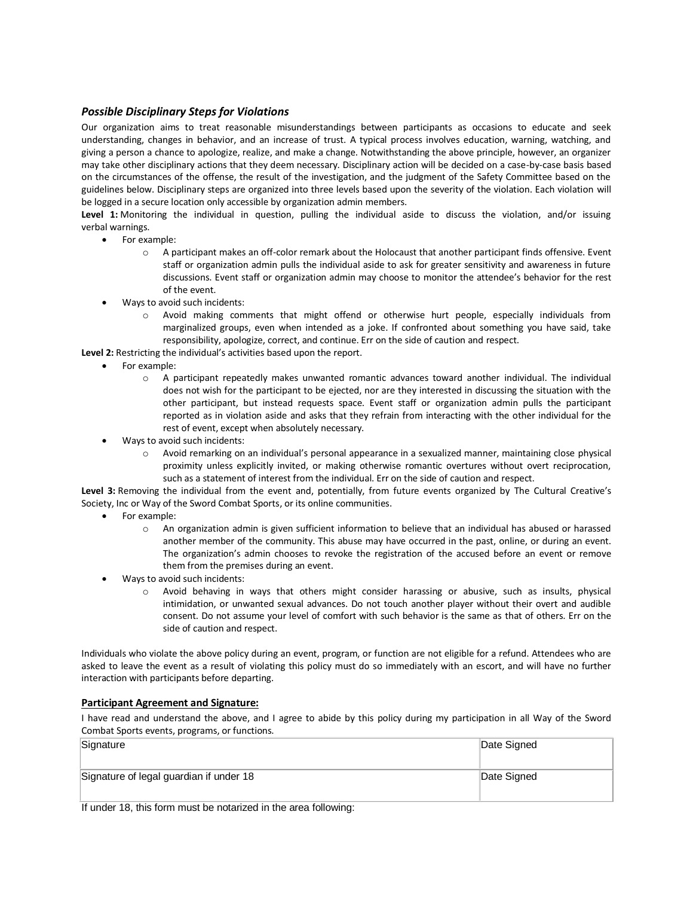### *Possible Disciplinary Steps for Violations*

Our organization aims to treat reasonable misunderstandings between participants as occasions to educate and seek understanding, changes in behavior, and an increase of trust. A typical process involves education, warning, watching, and giving a person a chance to apologize, realize, and make a change. Notwithstanding the above principle, however, an organizer may take other disciplinary actions that they deem necessary. Disciplinary action will be decided on a case-by-case basis based on the circumstances of the offense, the result of the investigation, and the judgment of the Safety Committee based on the guidelines below. Disciplinary steps are organized into three levels based upon the severity of the violation. Each violation will be logged in a secure location only accessible by organization admin members.

**Level 1:** Monitoring the individual in question, pulling the individual aside to discuss the violation, and/or issuing verbal warnings.

- For example:
  - A participant makes an off-color remark about the Holocaust that another participant finds offensive. Event staff or organization admin pulls the individual aside to ask for greater sensitivity and awareness in future discussions. Event staff or organization admin may choose to monitor the attendee's behavior for the rest of the event.
- Ways to avoid such incidents:
  - Avoid making comments that might offend or otherwise hurt people, especially individuals from marginalized groups, even when intended as a joke. If confronted about something you have said, take responsibility, apologize, correct, and continue. Err on the side of caution and respect.

**Level 2:** Restricting the individual's activities based upon the report.

- For example:
  - A participant repeatedly makes unwanted romantic advances toward another individual. The individual does not wish for the participant to be ejected, nor are they interested in discussing the situation with the other participant, but instead requests space. Event staff or organization admin pulls the participant reported as in violation aside and asks that they refrain from interacting with the other individual for the rest of event, except when absolutely necessary.
- Ways to avoid such incidents:
  - Avoid remarking on an individual's personal appearance in a sexualized manner, maintaining close physical proximity unless explicitly invited, or making otherwise romantic overtures without overt reciprocation, such as a statement of interest from the individual. Err on the side of caution and respect.

**Level 3:** Removing the individual from the event and, potentially, from future events organized by The Cultural Creative's Society, Inc or Way of the Sword Combat Sports, or its online communities.

- For example:
  - An organization admin is given sufficient information to believe that an individual has abused or harassed another member of the community. This abuse may have occurred in the past, online, or during an event. The organization's admin chooses to revoke the registration of the accused before an event or remove them from the premises during an event.
- Ways to avoid such incidents:
  - Avoid behaving in ways that others might consider harassing or abusive, such as insults, physical intimidation, or unwanted sexual advances. Do not touch another player without their overt and audible consent. Do not assume your level of comfort with such behavior is the same as that of others. Err on the side of caution and respect.

Individuals who violate the above policy during an event, program, or function are not eligible for a refund. Attendees who are asked to leave the event as a result of violating this policy must do so immediately with an escort, and will have no further interaction with participants before departing.

**<u>Participant Agreement and Signature:</u>**

I have read and understand the above, and I agree to abide by this policy during my participation in all Way of the Sword Combat Sports events, programs, or functions.

| | |
|---|---|
| Signature | Date Signed |
| Signature of legal guardian if under 18 | Date Signed |

If under 18, this form must be notarized in the area following: